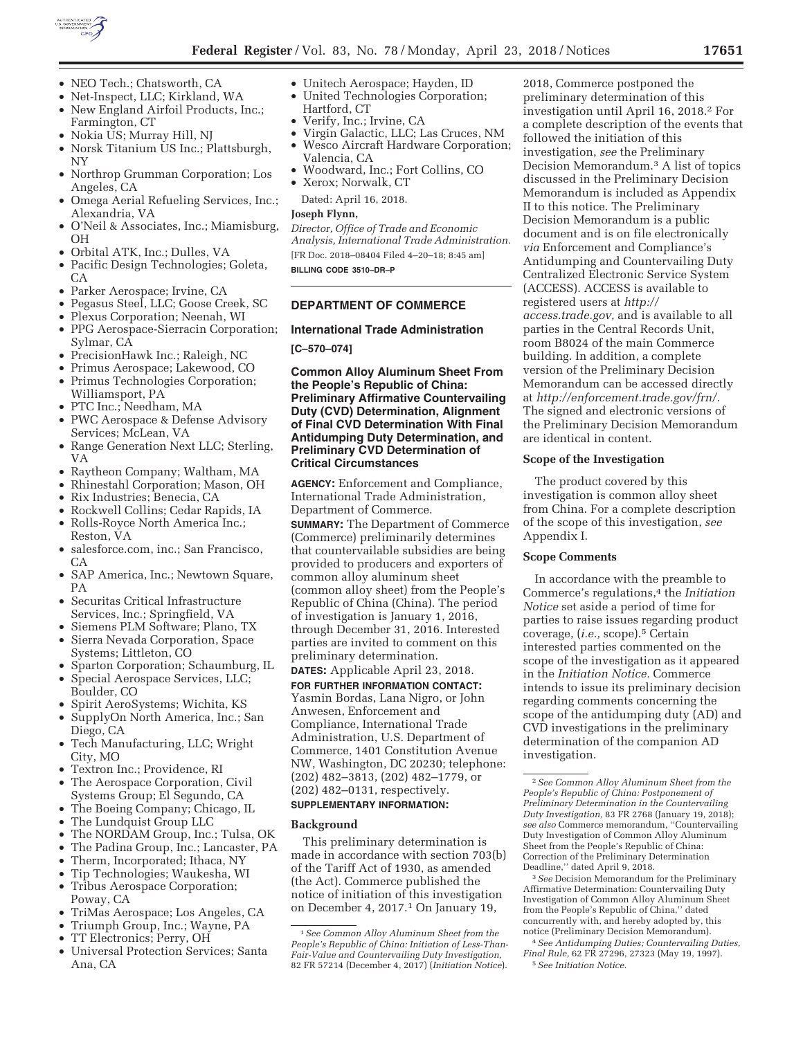- NEO Tech.; Chatsworth, CA
- Net-Inspect, LLC; Kirkland, WA
- New England Airfoil Products, Inc.; Farmington, CT
- Nokia US; Murray Hill, NJ
- Norsk Titanium US Inc.; Plattsburgh, NY
- Northrop Grumman Corporation; Los Angeles, CA
- Omega Aerial Refueling Services, Inc.; Alexandria, VA
- O'Neil & Associates, Inc.; Miamisburg, OH
- Orbital ATK, Inc.; Dulles, VA
- Pacific Design Technologies; Goleta, CA
- Parker Aerospace; Irvine, CA
- Pegasus Steel, LLC; Goose Creek, SC
- Plexus Corporation; Neenah, WI
- PPG Aerospace-Sierracin Corporation; Sylmar, CA
- PrecisionHawk Inc.; Raleigh, NC
- Primus Aerospace; Lakewood, CO
- Primus Technologies Corporation; Williamsport, PA
- PTC Inc.; Needham, MA
- PWC Aerospace & Defense Advisory Services; McLean, VA
- Range Generation Next LLC; Sterling, VA
- Raytheon Company; Waltham, MA
- Rhinestahl Corporation; Mason, OH
- Rix Industries; Benecia, CA
- Rockwell Collins; Cedar Rapids, IA
- Rolls-Royce North America Inc.; Reston, VA
- salesforce.com, inc.; San Francisco, CA
- SAP America, Inc.; Newtown Square, PA
- Securitas Critical Infrastructure Services, Inc.; Springfield, VA
- Siemens PLM Software; Plano, TX
- Sierra Nevada Corporation, Space Systems; Littleton, CO
- Sparton Corporation; Schaumburg, IL
- Special Aerospace Services, LLC; Boulder, CO
- Spirit AeroSystems; Wichita, KS
- SupplyOn North America, Inc.; San Diego, CA
- Tech Manufacturing, LLC; Wright City, MO
- Textron Inc.; Providence, RI
- The Aerospace Corporation, Civil Systems Group; El Segundo, CA
- The Boeing Company; Chicago, IL
- The Lundquist Group LLC
- The NORDAM Group, Inc.; Tulsa, OK
- The Padina Group, Inc.; Lancaster, PA
- Therm, Incorporated; Ithaca, NY
- Tip Technologies; Waukesha, WI
- Tribus Aerospace Corporation; Poway, CA
- TriMas Aerospace; Los Angeles, CA
- Triumph Group, Inc.; Wayne, PA
- TT Electronics; Perry, OH
- Universal Protection Services; Santa Ana, CA
- Unitech Aerospace; Hayden, ID
- United Technologies Corporation; Hartford, CT
- Verify, Inc.; Irvine, CA
- Virgin Galactic, LLC; Las Cruces, NM
- Wesco Aircraft Hardware Corporation; Valencia, CA
- Woodward, Inc.; Fort Collins, CO
- Xerox; Norwalk, CT

Dated: April 16, 2018.

**Joseph Flynn,**

*Director, Office of Trade and Economic Analysis, International Trade Administration.*

[FR Doc. 2018–08404 Filed 4–20–18; 8:45 am]

**BILLING CODE 3510–DR–P**

## DEPARTMENT OF COMMERCE

### International Trade Administration

**[C–570–074]**

### Common Alloy Aluminum Sheet From the People's Republic of China: Preliminary Affirmative Countervailing Duty (CVD) Determination, Alignment of Final CVD Determination With Final Antidumping Duty Determination, and Preliminary CVD Determination of Critical Circumstances

**AGENCY:** Enforcement and Compliance, International Trade Administration, Department of Commerce.

**SUMMARY:** The Department of Commerce (Commerce) preliminarily determines that countervailable subsidies are being provided to producers and exporters of common alloy aluminum sheet (common alloy sheet) from the People's Republic of China (China). The period of investigation is January 1, 2016, through December 31, 2016. Interested parties are invited to comment on this preliminary determination.

**DATES:** Applicable April 23, 2018.

**FOR FURTHER INFORMATION CONTACT:** Yasmin Bordas, Lana Nigro, or John Anwesen, Enforcement and Compliance, International Trade Administration, U.S. Department of Commerce, 1401 Constitution Avenue NW, Washington, DC 20230; telephone: (202) 482–3813, (202) 482–1779, or (202) 482–0131, respectively.

**SUPPLEMENTARY INFORMATION:**

### Background

This preliminary determination is made in accordance with section 703(b) of the Tariff Act of 1930, as amended (the Act). Commerce published the notice of initiation of this investigation on December 4, 2017.[1] On January 19, 2018, Commerce postponed the preliminary determination of this investigation until April 16, 2018.[2] For a complete description of the events that followed the initiation of this investigation, *see* the Preliminary Decision Memorandum.[3] A list of topics discussed in the Preliminary Decision Memorandum is included as Appendix II to this notice. The Preliminary Decision Memorandum is a public document and is on file electronically *via* Enforcement and Compliance's Antidumping and Countervailing Duty Centralized Electronic Service System (ACCESS). ACCESS is available to registered users at *http://access.trade.gov,* and is available to all parties in the Central Records Unit, room B8024 of the main Commerce building. In addition, a complete version of the Preliminary Decision Memorandum can be accessed directly at *http://enforcement.trade.gov/frn/.* The signed and electronic versions of the Preliminary Decision Memorandum are identical in content.

### Scope of the Investigation

The product covered by this investigation is common alloy sheet from China. For a complete description of the scope of this investigation, *see* Appendix I.

### Scope Comments

In accordance with the preamble to Commerce's regulations,[4] the *Initiation Notice* set aside a period of time for parties to raise issues regarding product coverage, (*i.e.,* scope).[5] Certain interested parties commented on the scope of the investigation as it appeared in the *Initiation Notice.* Commerce intends to issue its preliminary decision regarding comments concerning the scope of the antidumping duty (AD) and CVD investigations in the preliminary determination of the companion AD investigation.

---

[1] *See Common Alloy Aluminum Sheet from the People's Republic of China: Initiation of Less-Than-Fair-Value and Countervailing Duty Investigation,* 82 FR 57214 (December 4, 2017) (*Initiation Notice*).

[2] *See Common Alloy Aluminum Sheet from the People's Republic of China: Postponement of Preliminary Determination in the Countervailing Duty Investigation,* 83 FR 2768 (January 19, 2018); *see also* Commerce memorandum, "Countervailing Duty Investigation of Common Alloy Aluminum Sheet from the People's Republic of China: Correction of the Preliminary Determination Deadline," dated April 9, 2018.

[3] *See* Decision Memorandum for the Preliminary Affirmative Determination: Countervailing Duty Investigation of Common Alloy Aluminum Sheet from the People's Republic of China," dated concurrently with, and hereby adopted by, this notice (Preliminary Decision Memorandum).

[4] *See Antidumping Duties; Countervailing Duties, Final Rule,* 62 FR 27296, 27323 (May 19, 1997).

[5] *See Initiation Notice.*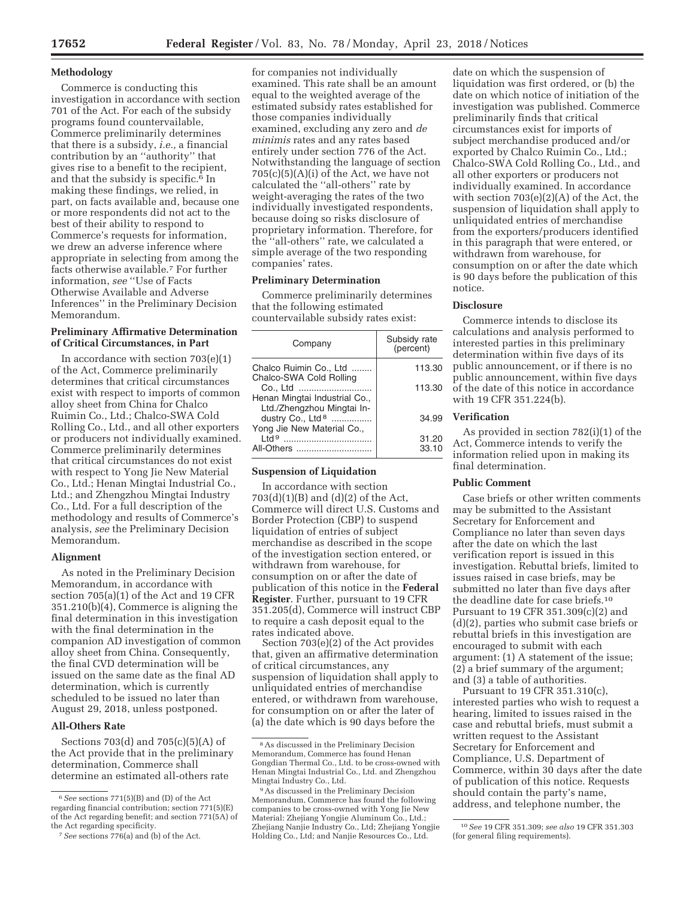**Methodology**

Commerce is conducting this investigation in accordance with section 701 of the Act. For each of the subsidy programs found countervailable, Commerce preliminarily determines that there is a subsidy, *i.e.,* a financial contribution by an ''authority'' that gives rise to a benefit to the recipient, and that the subsidy is specific.[6] In making these findings, we relied, in part, on facts available and, because one or more respondents did not act to the best of their ability to respond to Commerce's requests for information, we drew an adverse inference where appropriate in selecting from among the facts otherwise available.[7] For further information, *see* ''Use of Facts Otherwise Available and Adverse Inferences'' in the Preliminary Decision Memorandum.

**Preliminary Affirmative Determination of Critical Circumstances, in Part**

In accordance with section 703(e)(1) of the Act, Commerce preliminarily determines that critical circumstances exist with respect to imports of common alloy sheet from China for Chalco Ruimin Co., Ltd.; Chalco-SWA Cold Rolling Co., Ltd., and all other exporters or producers not individually examined. Commerce preliminarily determines that critical circumstances do not exist with respect to Yong Jie New Material Co., Ltd.; Henan Mingtai Industrial Co., Ltd.; and Zhengzhou Mingtai Industry Co., Ltd. For a full description of the methodology and results of Commerce's analysis, *see* the Preliminary Decision Memorandum.

**Alignment**

As noted in the Preliminary Decision Memorandum, in accordance with section 705(a)(1) of the Act and 19 CFR 351.210(b)(4), Commerce is aligning the final determination in this investigation with the final determination in the companion AD investigation of common alloy sheet from China. Consequently, the final CVD determination will be issued on the same date as the final AD determination, which is currently scheduled to be issued no later than August 29, 2018, unless postponed.

**All-Others Rate**

Sections 703(d) and 705(c)(5)(A) of the Act provide that in the preliminary determination, Commerce shall determine an estimated all-others rate for companies not individually examined. This rate shall be an amount equal to the weighted average of the estimated subsidy rates established for those companies individually examined, excluding any zero and *de minimis* rates and any rates based entirely under section 776 of the Act. Notwithstanding the language of section 705(c)(5)(A)(i) of the Act, we have not calculated the ''all-others'' rate by weight-averaging the rates of the two individually investigated respondents, because doing so risks disclosure of proprietary information. Therefore, for the ''all-others'' rate, we calculated a simple average of the two responding companies' rates.

**Preliminary Determination**

Commerce preliminarily determines that the following estimated countervailable subsidy rates exist:

| Company | Subsidy rate (percent) |
|---|---|
| Chalco Ruimin Co., Ltd | 113.30 |
| Chalco-SWA Cold Rolling Co., Ltd | 113.30 |
| Henan Mingtai Industrial Co., Ltd./Zhengzhou Mingtai Industry Co., Ltd[8] | 34.99 |
| Yong Jie New Material Co., Ltd[9] | 31.20 |
| All-Others | 33.10 |

**Suspension of Liquidation**

In accordance with section 703(d)(1)(B) and (d)(2) of the Act, Commerce will direct U.S. Customs and Border Protection (CBP) to suspend liquidation of entries of subject merchandise as described in the scope of the investigation section entered, or withdrawn from warehouse, for consumption on or after the date of publication of this notice in the **Federal Register**. Further, pursuant to 19 CFR 351.205(d), Commerce will instruct CBP to require a cash deposit equal to the rates indicated above.

Section 703(e)(2) of the Act provides that, given an affirmative determination of critical circumstances, any suspension of liquidation shall apply to unliquidated entries of merchandise entered, or withdrawn from warehouse, for consumption on or after the later of (a) the date which is 90 days before the date on which the suspension of liquidation was first ordered, or (b) the date on which notice of initiation of the investigation was published. Commerce preliminarily finds that critical circumstances exist for imports of subject merchandise produced and/or exported by Chalco Ruimin Co., Ltd.; Chalco-SWA Cold Rolling Co., Ltd., and all other exporters or producers not individually examined. In accordance with section 703(e)(2)(A) of the Act, the suspension of liquidation shall apply to unliquidated entries of merchandise from the exporters/producers identified in this paragraph that were entered, or withdrawn from warehouse, for consumption on or after the date which is 90 days before the publication of this notice.

**Disclosure**

Commerce intends to disclose its calculations and analysis performed to interested parties in this preliminary determination within five days of its public announcement, or if there is no public announcement, within five days of the date of this notice in accordance with 19 CFR 351.224(b).

**Verification**

As provided in section 782(i)(1) of the Act, Commerce intends to verify the information relied upon in making its final determination.

**Public Comment**

Case briefs or other written comments may be submitted to the Assistant Secretary for Enforcement and Compliance no later than seven days after the date on which the last verification report is issued in this investigation. Rebuttal briefs, limited to issues raised in case briefs, may be submitted no later than five days after the deadline date for case briefs.[10] Pursuant to 19 CFR 351.309(c)(2) and (d)(2), parties who submit case briefs or rebuttal briefs in this investigation are encouraged to submit with each argument: (1) A statement of the issue; (2) a brief summary of the argument; and (3) a table of authorities.

Pursuant to 19 CFR 351.310(c), interested parties who wish to request a hearing, limited to issues raised in the case and rebuttal briefs, must submit a written request to the Assistant Secretary for Enforcement and Compliance, U.S. Department of Commerce, within 30 days after the date of publication of this notice. Requests should contain the party's name, address, and telephone number, the

---

[6] *See* sections 771(5)(B) and (D) of the Act regarding financial contribution; section 771(5)(E) of the Act regarding benefit; and section 771(5A) of the Act regarding specificity.

[7] *See* sections 776(a) and (b) of the Act.

[8] As discussed in the Preliminary Decision Memorandum, Commerce has found Henan Gongdian Thermal Co., Ltd. to be cross-owned with Henan Mingtai Industrial Co., Ltd. and Zhengzhou Mingtai Industry Co., Ltd.

[9] As discussed in the Preliminary Decision Memorandum, Commerce has found the following companies to be cross-owned with Yong Jie New Material: Zhejiang Yongjie Aluminum Co., Ltd.; Zhejiang Nanjie Industry Co., Ltd; Zhejiang Yongjie Holding Co., Ltd; and Nanjie Resources Co., Ltd.

[10] *See* 19 CFR 351.309; *see also* 19 CFR 351.303 (for general filing requirements).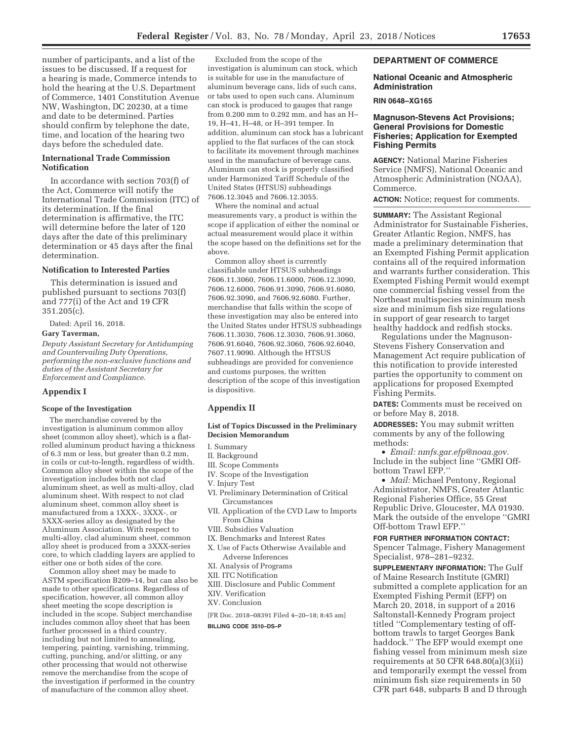number of participants, and a list of the issues to be discussed. If a request for a hearing is made, Commerce intends to hold the hearing at the U.S. Department of Commerce, 1401 Constitution Avenue NW, Washington, DC 20230, at a time and date to be determined. Parties should confirm by telephone the date, time, and location of the hearing two days before the scheduled date.

### International Trade Commission Notification

In accordance with section 703(f) of the Act, Commerce will notify the International Trade Commission (ITC) of its determination. If the final determination is affirmative, the ITC will determine before the later of 120 days after the date of this preliminary determination or 45 days after the final determination.

### Notification to Interested Parties

This determination is issued and published pursuant to sections 703(f) and 777(i) of the Act and 19 CFR 351.205(c).

Dated: April 16, 2018.

**Gary Taverman,**

*Deputy Assistant Secretary for Antidumping and Countervailing Duty Operations, performing the non-exclusive functions and duties of the Assistant Secretary for Enforcement and Compliance.*

## Appendix I

#### Scope of the Investigation

The merchandise covered by the investigation is aluminum common alloy sheet (common alloy sheet), which is a flat-rolled aluminum product having a thickness of 6.3 mm or less, but greater than 0.2 mm, in coils or cut-to-length, regardless of width. Common alloy sheet within the scope of the investigation includes both not clad aluminum sheet, as well as multi-alloy, clad aluminum sheet. With respect to not clad aluminum sheet, common alloy sheet is manufactured from a 1XXX-, 3XXX-, or 5XXX-series alloy as designated by the Aluminum Association. With respect to multi-alloy, clad aluminum sheet, common alloy sheet is produced from a 3XXX-series core, to which cladding layers are applied to either one or both sides of the core.

Common alloy sheet may be made to ASTM specification B209–14, but can also be made to other specifications. Regardless of specification, however, all common alloy sheet meeting the scope description is included in the scope. Subject merchandise includes common alloy sheet that has been further processed in a third country, including but not limited to annealing, tempering, painting, varnishing, trimming, cutting, punching, and/or slitting, or any other processing that would not otherwise remove the merchandise from the scope of the investigation if performed in the country of manufacture of the common alloy sheet.

Excluded from the scope of the investigation is aluminum can stock, which is suitable for use in the manufacture of aluminum beverage cans, lids of such cans, or tabs used to open such cans. Aluminum can stock is produced to gauges that range from 0.200 mm to 0.292 mm, and has an H–19, H–41, H–48, or H–391 temper. In addition, aluminum can stock has a lubricant applied to the flat surfaces of the can stock to facilitate its movement through machines used in the manufacture of beverage cans. Aluminum can stock is properly classified under Harmonized Tariff Schedule of the United States (HTSUS) subheadings 7606.12.3045 and 7606.12.3055.

Where the nominal and actual measurements vary, a product is within the scope if application of either the nominal or actual measurement would place it within the scope based on the definitions set for the above.

Common alloy sheet is currently classifiable under HTSUS subheadings 7606.11.3060, 7606.11.6000, 7606.12.3090, 7606.12.6000, 7606.91.3090, 7606.91.6080, 7606.92.3090, and 7606.92.6080. Further, merchandise that falls within the scope of these investigation may also be entered into the United States under HTSUS subheadings 7606.11.3030, 7606.12.3030, 7606.91.3060, 7606.91.6040, 7606.92.3060, 7606.92.6040, 7607.11.9090. Although the HTSUS subheadings are provided for convenience and customs purposes, the written description of the scope of this investigation is dispositive.

## Appendix II

#### List of Topics Discussed in the Preliminary Decision Memorandum

I. Summary
II. Background
III. Scope Comments
IV. Scope of the Investigation
V. Injury Test
VI. Preliminary Determination of Critical Circumstances
VII. Application of the CVD Law to Imports From China
VIII. Subsidies Valuation
IX. Benchmarks and Interest Rates
X. Use of Facts Otherwise Available and Adverse Inferences
XI. Analysis of Programs
XII. ITC Notification
XIII. Disclosure and Public Comment
XIV. Verification
XV. Conclusion

[FR Doc. 2018–08391 Filed 4–20–18; 8:45 am]

**BILLING CODE 3510–DS–P**

## DEPARTMENT OF COMMERCE

### National Oceanic and Atmospheric Administration

**RIN 0648–XG165**

### Magnuson-Stevens Act Provisions; General Provisions for Domestic Fisheries; Application for Exempted Fishing Permits

**AGENCY:** National Marine Fisheries Service (NMFS), National Oceanic and Atmospheric Administration (NOAA), Commerce.

**ACTION:** Notice; request for comments.

**SUMMARY:** The Assistant Regional Administrator for Sustainable Fisheries, Greater Atlantic Region, NMFS, has made a preliminary determination that an Exempted Fishing Permit application contains all of the required information and warrants further consideration. This Exempted Fishing Permit would exempt one commercial fishing vessel from the Northeast multispecies minimum mesh size and minimum fish size regulations in support of gear research to target healthy haddock and redfish stocks.

Regulations under the Magnuson-Stevens Fishery Conservation and Management Act require publication of this notification to provide interested parties the opportunity to comment on applications for proposed Exempted Fishing Permits.

**DATES:** Comments must be received on or before May 8, 2018.

**ADDRESSES:** You may submit written comments by any of the following methods:

- *Email: nmfs.gar.efp@noaa.gov.* Include in the subject line "GMRI Off-bottom Trawl EFP."
- *Mail:* Michael Pentony, Regional Administrator, NMFS, Greater Atlantic Regional Fisheries Office, 55 Great Republic Drive, Gloucester, MA 01930. Mark the outside of the envelope "GMRI Off-bottom Trawl EFP."

**FOR FURTHER INFORMATION CONTACT:** Spencer Talmage, Fishery Management Specialist, 978–281–9232.

**SUPPLEMENTARY INFORMATION:** The Gulf of Maine Research Institute (GMRI) submitted a complete application for an Exempted Fishing Permit (EFP) on March 20, 2018, in support of a 2016 Saltonstall-Kennedy Program project titled "Complementary testing of off-bottom trawls to target Georges Bank haddock." The EFP would exempt one fishing vessel from minimum mesh size requirements at 50 CFR 648.80(a)(3)(ii) and temporarily exempt the vessel from minimum fish size requirements in 50 CFR part 648, subparts B and D through